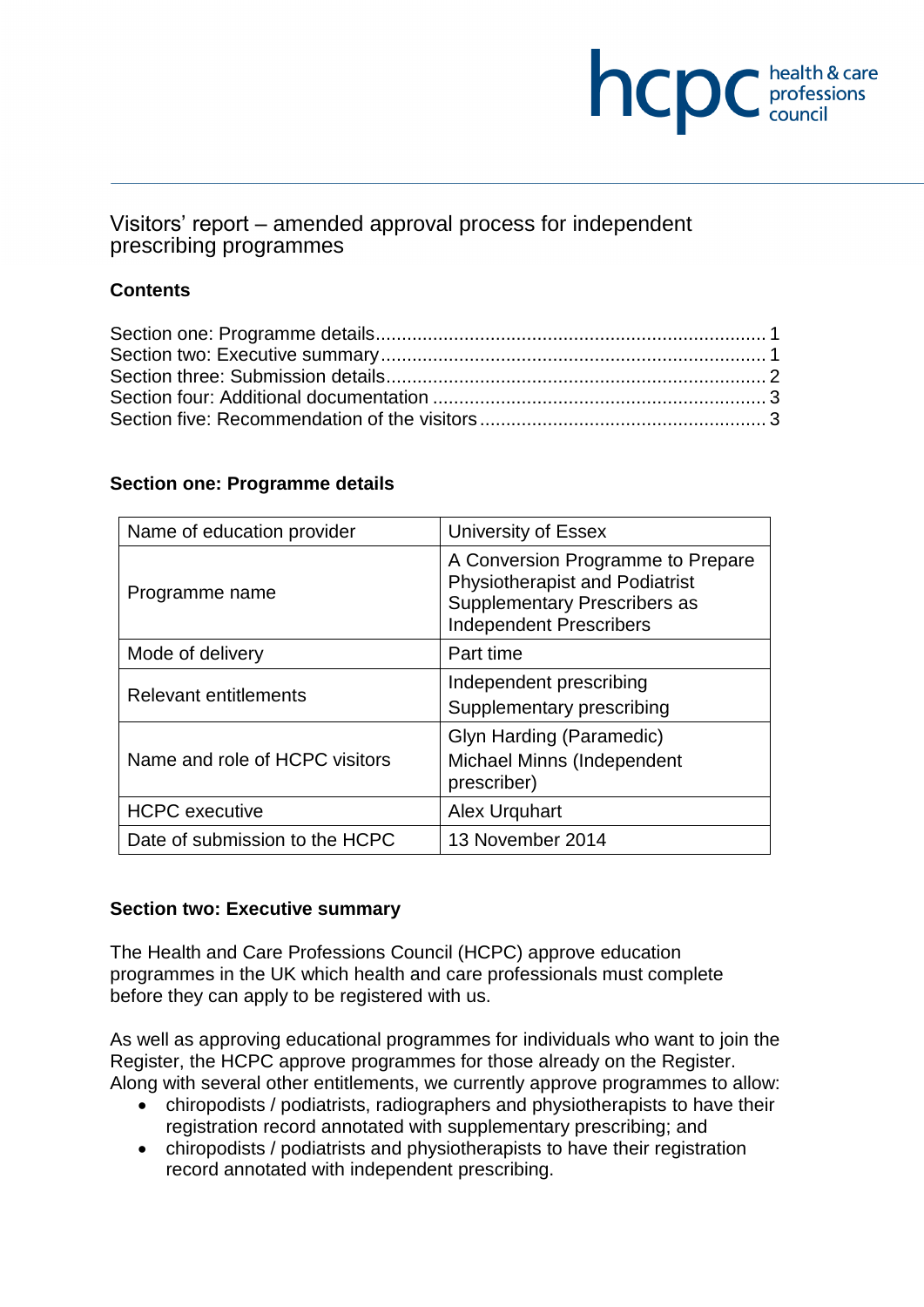# Visitors' report – amended approval process for independent prescribing programmes

## Contents

Section one: Programme details .......... 1
Section two: Executive summary .......... 1
Section three: Submission details .......... 2
Section four: Additional documentation .......... 3
Section five: Recommendation of the visitors .......... 3

## Section one: Programme details

| | |
|---|---|
| Name of education provider | University of Essex |
| Programme name | A Conversion Programme to Prepare Physiotherapist and Podiatrist Supplementary Prescribers as Independent Prescribers |
| Mode of delivery | Part time |
| Relevant entitlements | Independent prescribing<br>Supplementary prescribing |
| Name and role of HCPC visitors | Glyn Harding (Paramedic)<br>Michael Minns (Independent prescriber) |
| HCPC executive | Alex Urquhart |
| Date of submission to the HCPC | 13 November 2014 |

## Section two: Executive summary

The Health and Care Professions Council (HCPC) approve education programmes in the UK which health and care professionals must complete before they can apply to be registered with us.

As well as approving educational programmes for individuals who want to join the Register, the HCPC approve programmes for those already on the Register. Along with several other entitlements, we currently approve programmes to allow:

- chiropodists / podiatrists, radiographers and physiotherapists to have their registration record annotated with supplementary prescribing; and
- chiropodists / podiatrists and physiotherapists to have their registration record annotated with independent prescribing.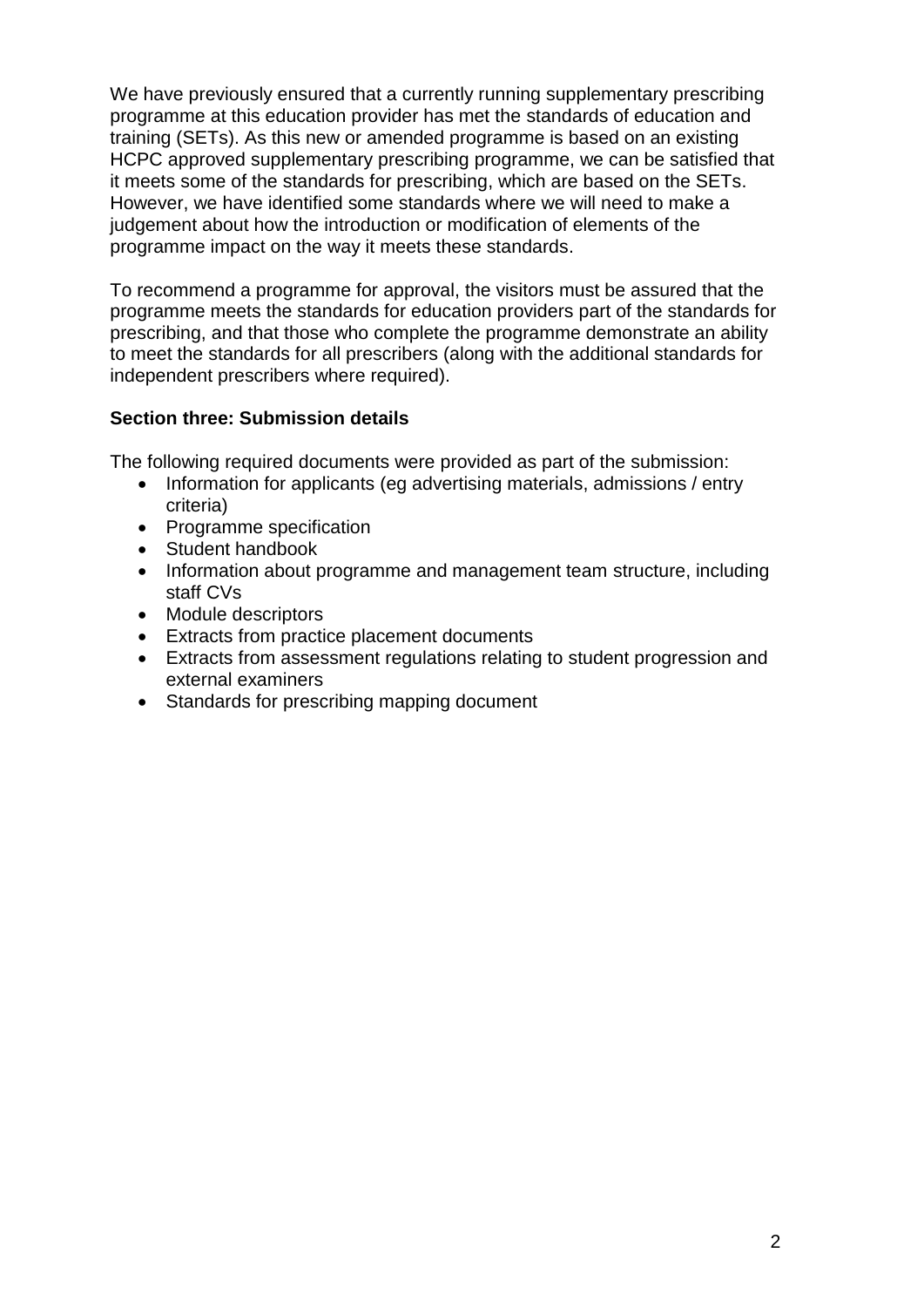We have previously ensured that a currently running supplementary prescribing programme at this education provider has met the standards of education and training (SETs). As this new or amended programme is based on an existing HCPC approved supplementary prescribing programme, we can be satisfied that it meets some of the standards for prescribing, which are based on the SETs. However, we have identified some standards where we will need to make a judgement about how the introduction or modification of elements of the programme impact on the way it meets these standards.

To recommend a programme for approval, the visitors must be assured that the programme meets the standards for education providers part of the standards for prescribing, and that those who complete the programme demonstrate an ability to meet the standards for all prescribers (along with the additional standards for independent prescribers where required).

**Section three: Submission details**

The following required documents were provided as part of the submission:

- Information for applicants (eg advertising materials, admissions / entry criteria)
- Programme specification
- Student handbook
- Information about programme and management team structure, including staff CVs
- Module descriptors
- Extracts from practice placement documents
- Extracts from assessment regulations relating to student progression and external examiners
- Standards for prescribing mapping document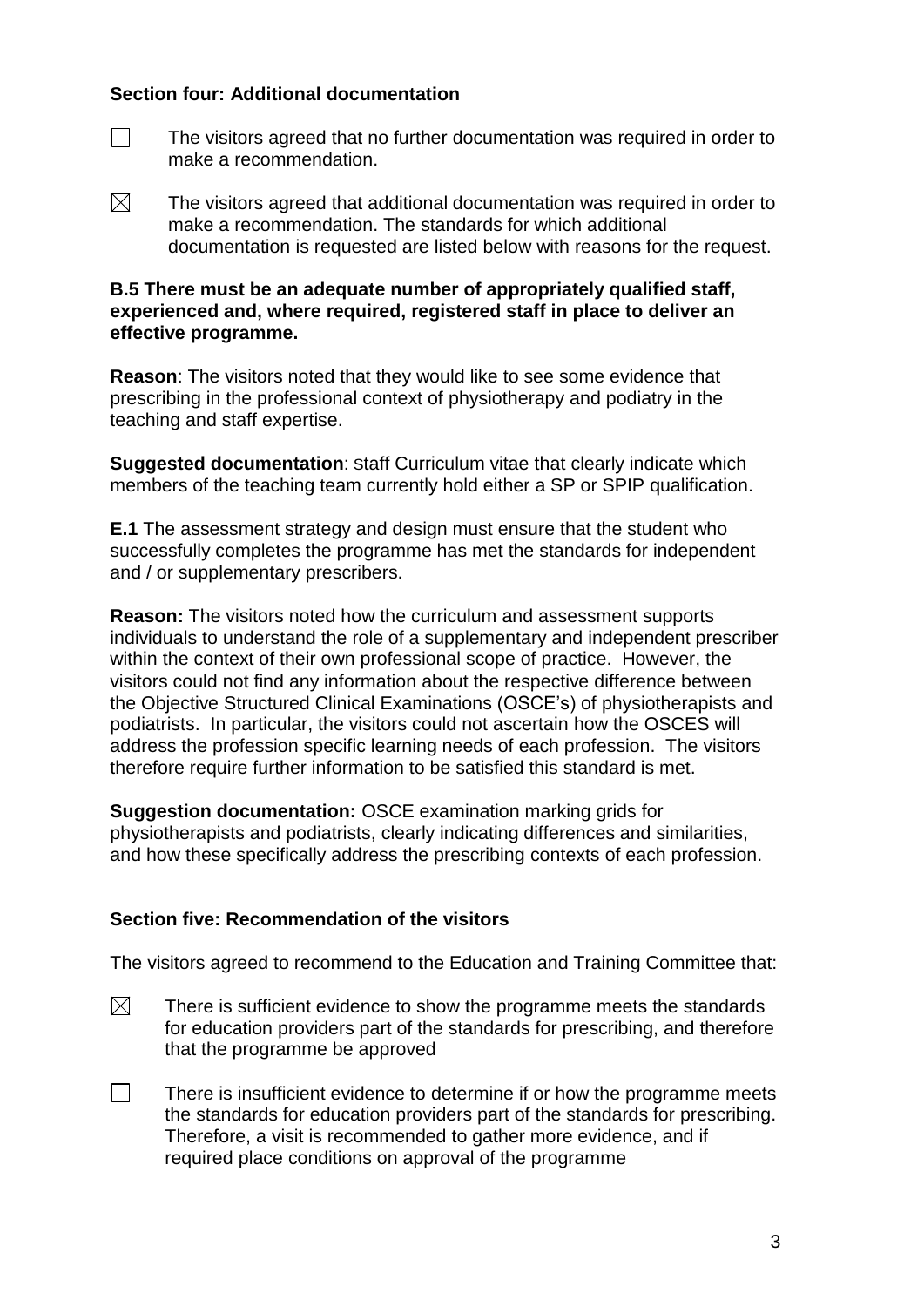**Section four: Additional documentation**

☐ The visitors agreed that no further documentation was required in order to make a recommendation.

☒ The visitors agreed that additional documentation was required in order to make a recommendation. The standards for which additional documentation is requested are listed below with reasons for the request.

**B.5 There must be an adequate number of appropriately qualified staff, experienced and, where required, registered staff in place to deliver an effective programme.**

**Reason**: The visitors noted that they would like to see some evidence that prescribing in the professional context of physiotherapy and podiatry in the teaching and staff expertise.

**Suggested documentation**: staff Curriculum vitae that clearly indicate which members of the teaching team currently hold either a SP or SPIP qualification.

**E.1** The assessment strategy and design must ensure that the student who successfully completes the programme has met the standards for independent and / or supplementary prescribers.

**Reason:** The visitors noted how the curriculum and assessment supports individuals to understand the role of a supplementary and independent prescriber within the context of their own professional scope of practice. However, the visitors could not find any information about the respective difference between the Objective Structured Clinical Examinations (OSCE's) of physiotherapists and podiatrists. In particular, the visitors could not ascertain how the OSCES will address the profession specific learning needs of each profession. The visitors therefore require further information to be satisfied this standard is met.

**Suggestion documentation:** OSCE examination marking grids for physiotherapists and podiatrists, clearly indicating differences and similarities, and how these specifically address the prescribing contexts of each profession.

**Section five: Recommendation of the visitors**

The visitors agreed to recommend to the Education and Training Committee that:

☒ There is sufficient evidence to show the programme meets the standards for education providers part of the standards for prescribing, and therefore that the programme be approved

☐ There is insufficient evidence to determine if or how the programme meets the standards for education providers part of the standards for prescribing. Therefore, a visit is recommended to gather more evidence, and if required place conditions on approval of the programme